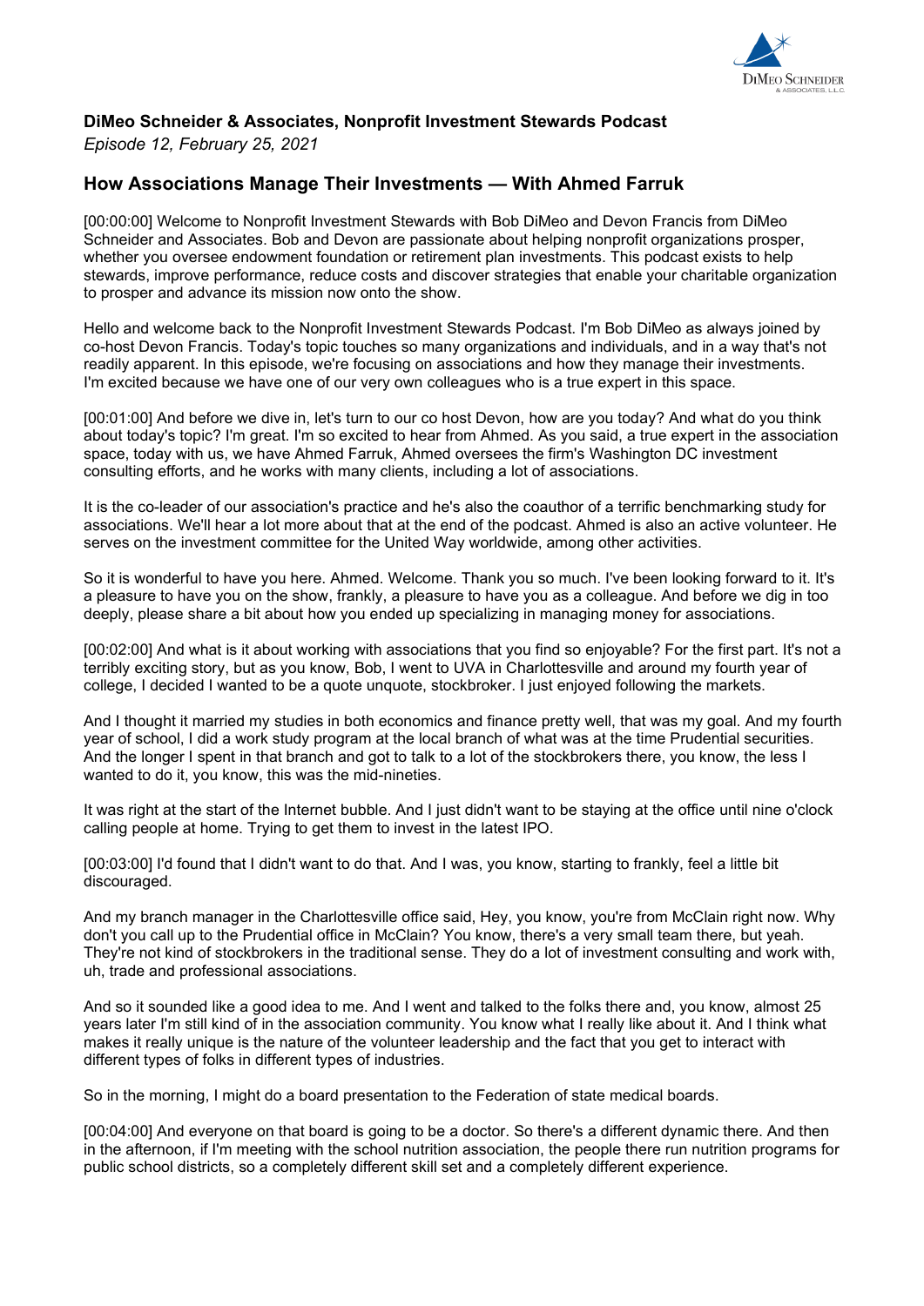**DiMeo Schneider & Associates, Nonprofit Investment Stewards Podcast**
*Episode 12, February 25, 2021*

## How Associations Manage Their Investments — With Ahmed Farruk

[00:00:00] Welcome to Nonprofit Investment Stewards with Bob DiMeo and Devon Francis from DiMeo Schneider and Associates. Bob and Devon are passionate about helping nonprofit organizations prosper, whether you oversee endowment foundation or retirement plan investments. This podcast exists to help stewards, improve performance, reduce costs and discover strategies that enable your charitable organization to prosper and advance its mission now onto the show.

Hello and welcome back to the Nonprofit Investment Stewards Podcast. I'm Bob DiMeo as always joined by co-host Devon Francis. Today's topic touches so many organizations and individuals, and in a way that's not readily apparent. In this episode, we're focusing on associations and how they manage their investments. I'm excited because we have one of our very own colleagues who is a true expert in this space.

[00:01:00] And before we dive in, let's turn to our co host Devon, how are you today? And what do you think about today's topic? I'm great. I'm so excited to hear from Ahmed. As you said, a true expert in the association space, today with us, we have Ahmed Farruk, Ahmed oversees the firm's Washington DC investment consulting efforts, and he works with many clients, including a lot of associations.

It is the co-leader of our association's practice and he's also the coauthor of a terrific benchmarking study for associations. We'll hear a lot more about that at the end of the podcast. Ahmed is also an active volunteer. He serves on the investment committee for the United Way worldwide, among other activities.

So it is wonderful to have you here. Ahmed. Welcome. Thank you so much. I've been looking forward to it. It's a pleasure to have you on the show, frankly, a pleasure to have you as a colleague. And before we dig in too deeply, please share a bit about how you ended up specializing in managing money for associations.

[00:02:00] And what is it about working with associations that you find so enjoyable? For the first part. It's not a terribly exciting story, but as you know, Bob, I went to UVA in Charlottesville and around my fourth year of college, I decided I wanted to be a quote unquote, stockbroker. I just enjoyed following the markets.

And I thought it married my studies in both economics and finance pretty well, that was my goal. And my fourth year of school, I did a work study program at the local branch of what was at the time Prudential securities. And the longer I spent in that branch and got to talk to a lot of the stockbrokers there, you know, the less I wanted to do it, you know, this was the mid-nineties.

It was right at the start of the Internet bubble. And I just didn't want to be staying at the office until nine o'clock calling people at home. Trying to get them to invest in the latest IPO.

[00:03:00] I'd found that I didn't want to do that. And I was, you know, starting to frankly, feel a little bit discouraged.

And my branch manager in the Charlottesville office said, Hey, you know, you're from McClain right now. Why don't you call up to the Prudential office in McClain? You know, there's a very small team there, but yeah. They're not kind of stockbrokers in the traditional sense. They do a lot of investment consulting and work with, uh, trade and professional associations.

And so it sounded like a good idea to me. And I went and talked to the folks there and, you know, almost 25 years later I'm still kind of in the association community. You know what I really like about it. And I think what makes it really unique is the nature of the volunteer leadership and the fact that you get to interact with different types of folks in different types of industries.

So in the morning, I might do a board presentation to the Federation of state medical boards.

[00:04:00] And everyone on that board is going to be a doctor. So there's a different dynamic there. And then in the afternoon, if I'm meeting with the school nutrition association, the people there run nutrition programs for public school districts, so a completely different skill set and a completely different experience.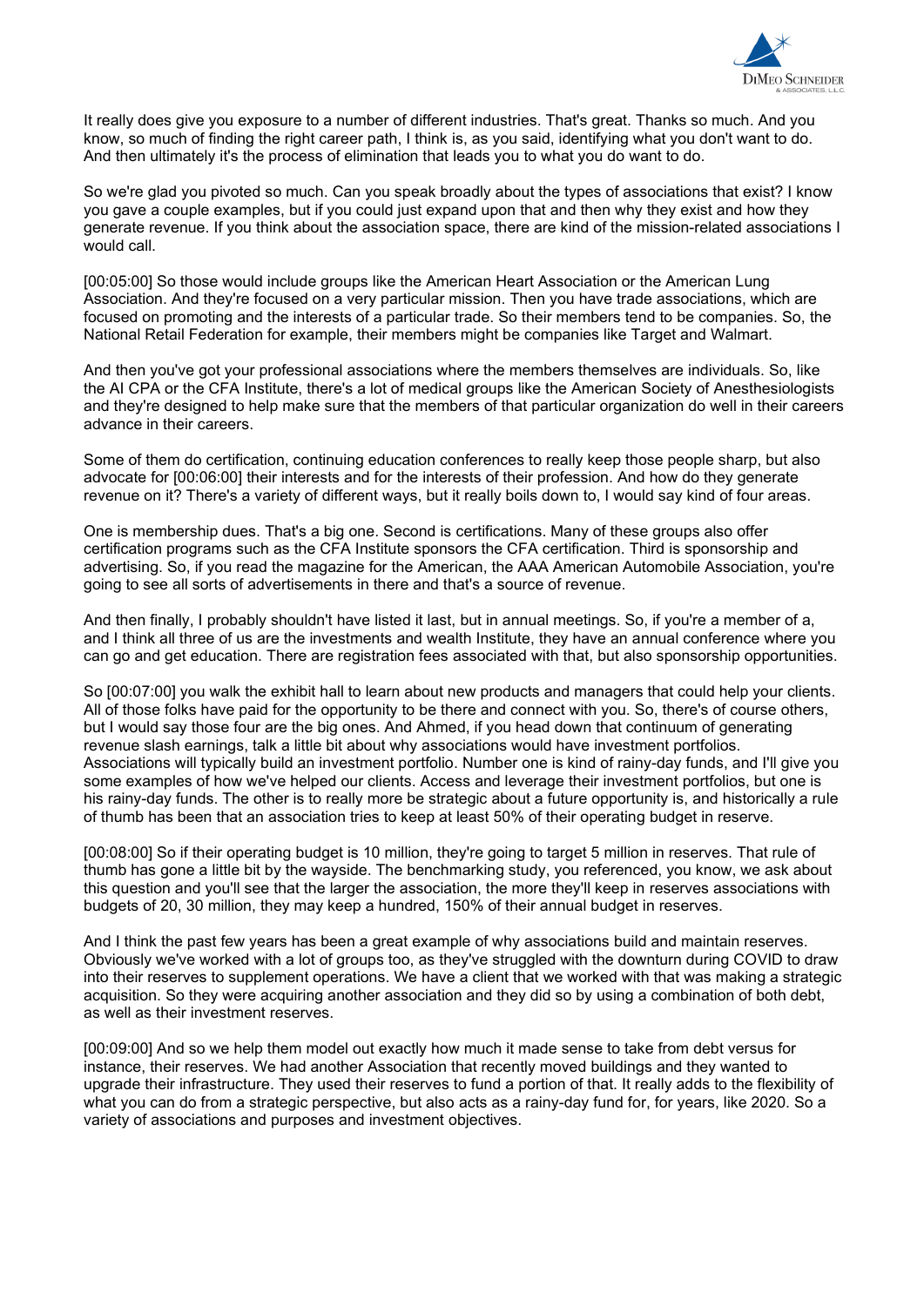It really does give you exposure to a number of different industries. That's great. Thanks so much. And you know, so much of finding the right career path, I think is, as you said, identifying what you don't want to do. And then ultimately it's the process of elimination that leads you to what you do want to do.

So we're glad you pivoted so much. Can you speak broadly about the types of associations that exist? I know you gave a couple examples, but if you could just expand upon that and then why they exist and how they generate revenue. If you think about the association space, there are kind of the mission-related associations I would call.

[00:05:00] So those would include groups like the American Heart Association or the American Lung Association. And they're focused on a very particular mission. Then you have trade associations, which are focused on promoting and the interests of a particular trade. So their members tend to be companies. So, the National Retail Federation for example, their members might be companies like Target and Walmart.

And then you've got your professional associations where the members themselves are individuals. So, like the AI CPA or the CFA Institute, there's a lot of medical groups like the American Society of Anesthesiologists and they're designed to help make sure that the members of that particular organization do well in their careers advance in their careers.

Some of them do certification, continuing education conferences to really keep those people sharp, but also advocate for [00:06:00] their interests and for the interests of their profession. And how do they generate revenue on it? There's a variety of different ways, but it really boils down to, I would say kind of four areas.

One is membership dues. That's a big one. Second is certifications. Many of these groups also offer certification programs such as the CFA Institute sponsors the CFA certification. Third is sponsorship and advertising. So, if you read the magazine for the American, the AAA American Automobile Association, you're going to see all sorts of advertisements in there and that's a source of revenue.

And then finally, I probably shouldn't have listed it last, but in annual meetings. So, if you're a member of a, and I think all three of us are the investments and wealth Institute, they have an annual conference where you can go and get education. There are registration fees associated with that, but also sponsorship opportunities.

So [00:07:00] you walk the exhibit hall to learn about new products and managers that could help your clients. All of those folks have paid for the opportunity to be there and connect with you. So, there's of course others, but I would say those four are the big ones. And Ahmed, if you head down that continuum of generating revenue slash earnings, talk a little bit about why associations would have investment portfolios. Associations will typically build an investment portfolio. Number one is kind of rainy-day funds, and I'll give you some examples of how we've helped our clients. Access and leverage their investment portfolios, but one is his rainy-day funds. The other is to really more be strategic about a future opportunity is, and historically a rule of thumb has been that an association tries to keep at least 50% of their operating budget in reserve.

[00:08:00] So if their operating budget is 10 million, they're going to target 5 million in reserves. That rule of thumb has gone a little bit by the wayside. The benchmarking study, you referenced, you know, we ask about this question and you'll see that the larger the association, the more they'll keep in reserves associations with budgets of 20, 30 million, they may keep a hundred, 150% of their annual budget in reserves.

And I think the past few years has been a great example of why associations build and maintain reserves. Obviously we've worked with a lot of groups too, as they've struggled with the downturn during COVID to draw into their reserves to supplement operations. We have a client that we worked with that was making a strategic acquisition. So they were acquiring another association and they did so by using a combination of both debt, as well as their investment reserves.

[00:09:00] And so we help them model out exactly how much it made sense to take from debt versus for instance, their reserves. We had another Association that recently moved buildings and they wanted to upgrade their infrastructure. They used their reserves to fund a portion of that. It really adds to the flexibility of what you can do from a strategic perspective, but also acts as a rainy-day fund for, for years, like 2020. So a variety of associations and purposes and investment objectives.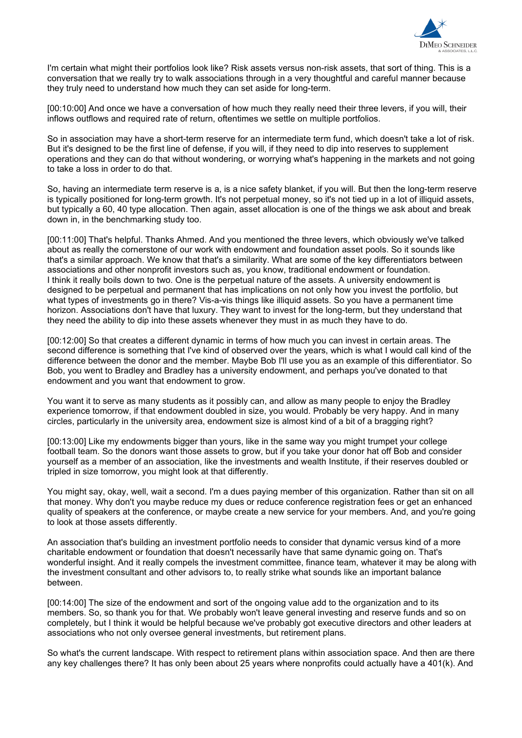I'm certain what might their portfolios look like? Risk assets versus non-risk assets, that sort of thing. This is a conversation that we really try to walk associations through in a very thoughtful and careful manner because they truly need to understand how much they can set aside for long-term.

[00:10:00] And once we have a conversation of how much they really need their three levers, if you will, their inflows outflows and required rate of return, oftentimes we settle on multiple portfolios.

So in association may have a short-term reserve for an intermediate term fund, which doesn't take a lot of risk. But it's designed to be the first line of defense, if you will, if they need to dip into reserves to supplement operations and they can do that without wondering, or worrying what's happening in the markets and not going to take a loss in order to do that.

So, having an intermediate term reserve is a, is a nice safety blanket, if you will. But then the long-term reserve is typically positioned for long-term growth. It's not perpetual money, so it's not tied up in a lot of illiquid assets, but typically a 60, 40 type allocation. Then again, asset allocation is one of the things we ask about and break down in, in the benchmarking study too.

[00:11:00] That's helpful. Thanks Ahmed. And you mentioned the three levers, which obviously we've talked about as really the cornerstone of our work with endowment and foundation asset pools. So it sounds like that's a similar approach. We know that that's a similarity. What are some of the key differentiators between associations and other nonprofit investors such as, you know, traditional endowment or foundation.
I think it really boils down to two. One is the perpetual nature of the assets. A university endowment is designed to be perpetual and permanent that has implications on not only how you invest the portfolio, but what types of investments go in there? Vis-a-vis things like illiquid assets. So you have a permanent time horizon. Associations don't have that luxury. They want to invest for the long-term, but they understand that they need the ability to dip into these assets whenever they must in as much they have to do.

[00:12:00] So that creates a different dynamic in terms of how much you can invest in certain areas. The second difference is something that I've kind of observed over the years, which is what I would call kind of the difference between the donor and the member. Maybe Bob I'll use you as an example of this differentiator. So Bob, you went to Bradley and Bradley has a university endowment, and perhaps you've donated to that endowment and you want that endowment to grow.

You want it to serve as many students as it possibly can, and allow as many people to enjoy the Bradley experience tomorrow, if that endowment doubled in size, you would. Probably be very happy. And in many circles, particularly in the university area, endowment size is almost kind of a bit of a bragging right?

[00:13:00] Like my endowments bigger than yours, like in the same way you might trumpet your college football team. So the donors want those assets to grow, but if you take your donor hat off Bob and consider yourself as a member of an association, like the investments and wealth Institute, if their reserves doubled or tripled in size tomorrow, you might look at that differently.

You might say, okay, well, wait a second. I'm a dues paying member of this organization. Rather than sit on all that money. Why don't you maybe reduce my dues or reduce conference registration fees or get an enhanced quality of speakers at the conference, or maybe create a new service for your members. And, and you're going to look at those assets differently.

An association that's building an investment portfolio needs to consider that dynamic versus kind of a more charitable endowment or foundation that doesn't necessarily have that same dynamic going on. That's wonderful insight. And it really compels the investment committee, finance team, whatever it may be along with the investment consultant and other advisors to, to really strike what sounds like an important balance between.

[00:14:00] The size of the endowment and sort of the ongoing value add to the organization and to its members. So, so thank you for that. We probably won't leave general investing and reserve funds and so on completely, but I think it would be helpful because we've probably got executive directors and other leaders at associations who not only oversee general investments, but retirement plans.

So what's the current landscape. With respect to retirement plans within association space. And then are there any key challenges there? It has only been about 25 years where nonprofits could actually have a 401(k). And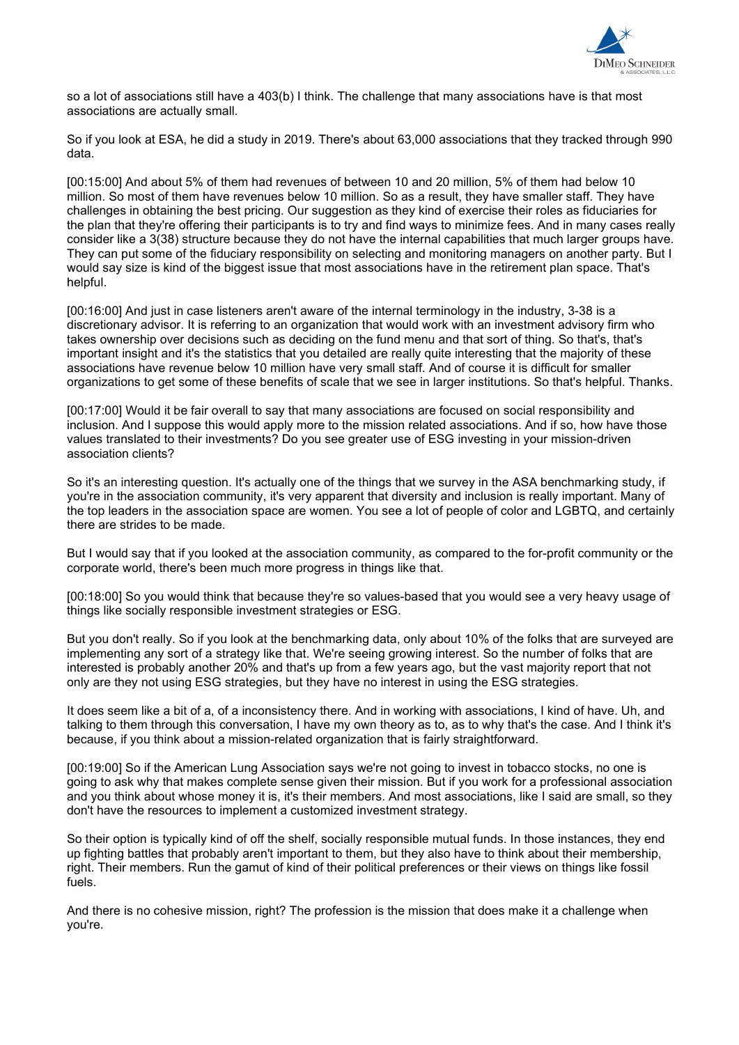so a lot of associations still have a 403(b) I think. The challenge that many associations have is that most associations are actually small.

So if you look at ESA, he did a study in 2019. There's about 63,000 associations that they tracked through 990 data.

[00:15:00] And about 5% of them had revenues of between 10 and 20 million, 5% of them had below 10 million. So most of them have revenues below 10 million. So as a result, they have smaller staff. They have challenges in obtaining the best pricing. Our suggestion as they kind of exercise their roles as fiduciaries for the plan that they're offering their participants is to try and find ways to minimize fees. And in many cases really consider like a 3(38) structure because they do not have the internal capabilities that much larger groups have. They can put some of the fiduciary responsibility on selecting and monitoring managers on another party. But I would say size is kind of the biggest issue that most associations have in the retirement plan space. That's helpful.

[00:16:00] And just in case listeners aren't aware of the internal terminology in the industry, 3-38 is a discretionary advisor. It is referring to an organization that would work with an investment advisory firm who takes ownership over decisions such as deciding on the fund menu and that sort of thing. So that's, that's important insight and it's the statistics that you detailed are really quite interesting that the majority of these associations have revenue below 10 million have very small staff. And of course it is difficult for smaller organizations to get some of these benefits of scale that we see in larger institutions. So that's helpful. Thanks.

[00:17:00] Would it be fair overall to say that many associations are focused on social responsibility and inclusion. And I suppose this would apply more to the mission related associations. And if so, how have those values translated to their investments? Do you see greater use of ESG investing in your mission-driven association clients?

So it's an interesting question. It's actually one of the things that we survey in the ASA benchmarking study, if you're in the association community, it's very apparent that diversity and inclusion is really important. Many of the top leaders in the association space are women. You see a lot of people of color and LGBTQ, and certainly there are strides to be made.

But I would say that if you looked at the association community, as compared to the for-profit community or the corporate world, there's been much more progress in things like that.

[00:18:00] So you would think that because they're so values-based that you would see a very heavy usage of things like socially responsible investment strategies or ESG.

But you don't really. So if you look at the benchmarking data, only about 10% of the folks that are surveyed are implementing any sort of a strategy like that. We're seeing growing interest. So the number of folks that are interested is probably another 20% and that's up from a few years ago, but the vast majority report that not only are they not using ESG strategies, but they have no interest in using the ESG strategies.

It does seem like a bit of a, of a inconsistency there. And in working with associations, I kind of have. Uh, and talking to them through this conversation, I have my own theory as to, as to why that's the case. And I think it's because, if you think about a mission-related organization that is fairly straightforward.

[00:19:00] So if the American Lung Association says we're not going to invest in tobacco stocks, no one is going to ask why that makes complete sense given their mission. But if you work for a professional association and you think about whose money it is, it's their members. And most associations, like I said are small, so they don't have the resources to implement a customized investment strategy.

So their option is typically kind of off the shelf, socially responsible mutual funds. In those instances, they end up fighting battles that probably aren't important to them, but they also have to think about their membership, right. Their members. Run the gamut of kind of their political preferences or their views on things like fossil fuels.

And there is no cohesive mission, right? The profession is the mission that does make it a challenge when you're.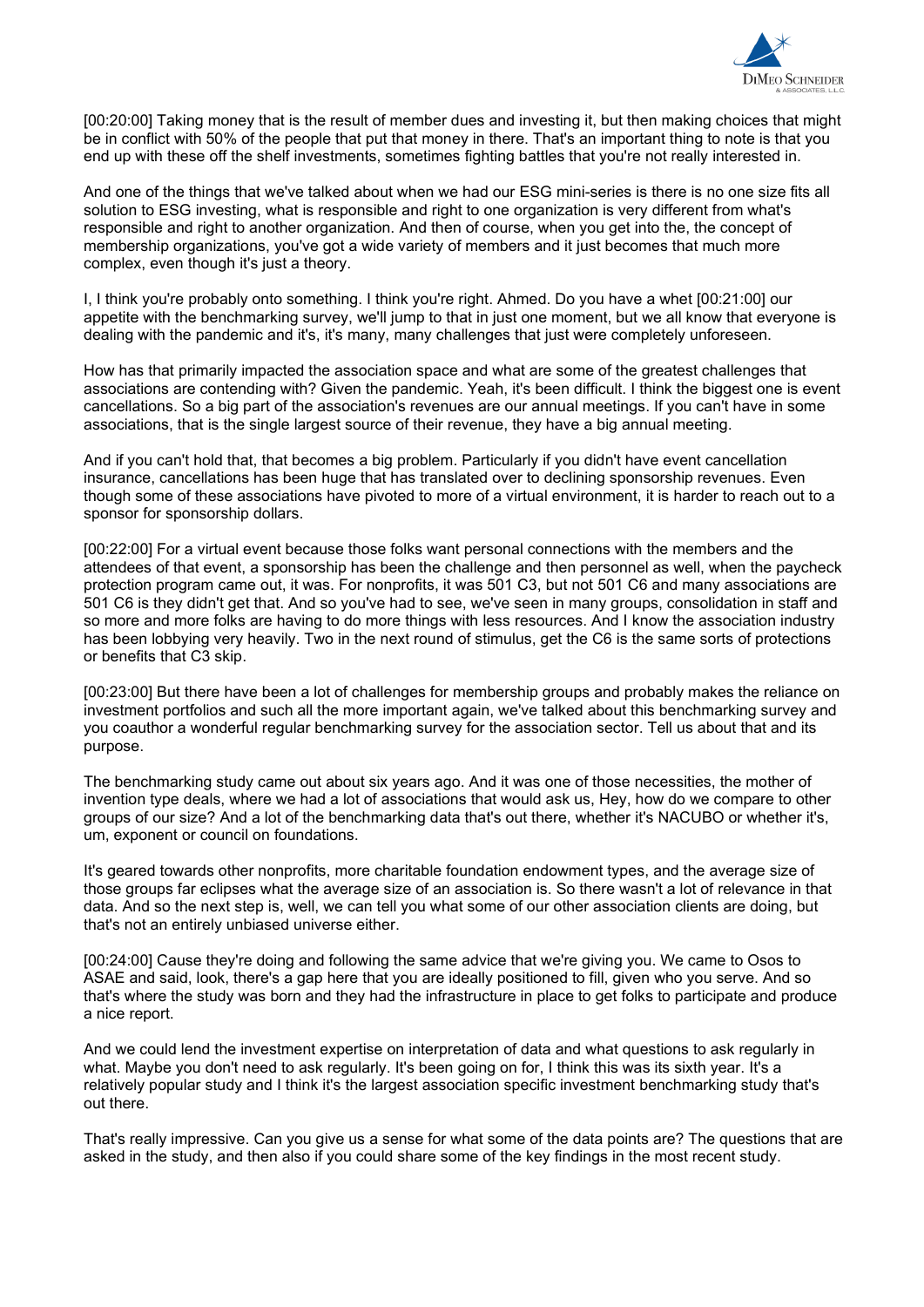[00:20:00] Taking money that is the result of member dues and investing it, but then making choices that might be in conflict with 50% of the people that put that money in there. That's an important thing to note is that you end up with these off the shelf investments, sometimes fighting battles that you're not really interested in.

And one of the things that we've talked about when we had our ESG mini-series is there is no one size fits all solution to ESG investing, what is responsible and right to one organization is very different from what's responsible and right to another organization. And then of course, when you get into the, the concept of membership organizations, you've got a wide variety of members and it just becomes that much more complex, even though it's just a theory.

I, I think you're probably onto something. I think you're right. Ahmed. Do you have a whet [00:21:00] our appetite with the benchmarking survey, we'll jump to that in just one moment, but we all know that everyone is dealing with the pandemic and it's, it's many, many challenges that just were completely unforeseen.

How has that primarily impacted the association space and what are some of the greatest challenges that associations are contending with? Given the pandemic. Yeah, it's been difficult. I think the biggest one is event cancellations. So a big part of the association's revenues are our annual meetings. If you can't have in some associations, that is the single largest source of their revenue, they have a big annual meeting.

And if you can't hold that, that becomes a big problem. Particularly if you didn't have event cancellation insurance, cancellations has been huge that has translated over to declining sponsorship revenues. Even though some of these associations have pivoted to more of a virtual environment, it is harder to reach out to a sponsor for sponsorship dollars.

[00:22:00] For a virtual event because those folks want personal connections with the members and the attendees of that event, a sponsorship has been the challenge and then personnel as well, when the paycheck protection program came out, it was. For nonprofits, it was 501 C3, but not 501 C6 and many associations are 501 C6 is they didn't get that. And so you've had to see, we've seen in many groups, consolidation in staff and so more and more folks are having to do more things with less resources. And I know the association industry has been lobbying very heavily. Two in the next round of stimulus, get the C6 is the same sorts of protections or benefits that C3 skip.

[00:23:00] But there have been a lot of challenges for membership groups and probably makes the reliance on investment portfolios and such all the more important again, we've talked about this benchmarking survey and you coauthor a wonderful regular benchmarking survey for the association sector. Tell us about that and its purpose.

The benchmarking study came out about six years ago. And it was one of those necessities, the mother of invention type deals, where we had a lot of associations that would ask us, Hey, how do we compare to other groups of our size? And a lot of the benchmarking data that's out there, whether it's NACUBO or whether it's, um, exponent or council on foundations.

It's geared towards other nonprofits, more charitable foundation endowment types, and the average size of those groups far eclipses what the average size of an association is. So there wasn't a lot of relevance in that data. And so the next step is, well, we can tell you what some of our other association clients are doing, but that's not an entirely unbiased universe either.

[00:24:00] Cause they're doing and following the same advice that we're giving you. We came to Osos to ASAE and said, look, there's a gap here that you are ideally positioned to fill, given who you serve. And so that's where the study was born and they had the infrastructure in place to get folks to participate and produce a nice report.

And we could lend the investment expertise on interpretation of data and what questions to ask regularly in what. Maybe you don't need to ask regularly. It's been going on for, I think this was its sixth year. It's a relatively popular study and I think it's the largest association specific investment benchmarking study that's out there.

That's really impressive. Can you give us a sense for what some of the data points are? The questions that are asked in the study, and then also if you could share some of the key findings in the most recent study.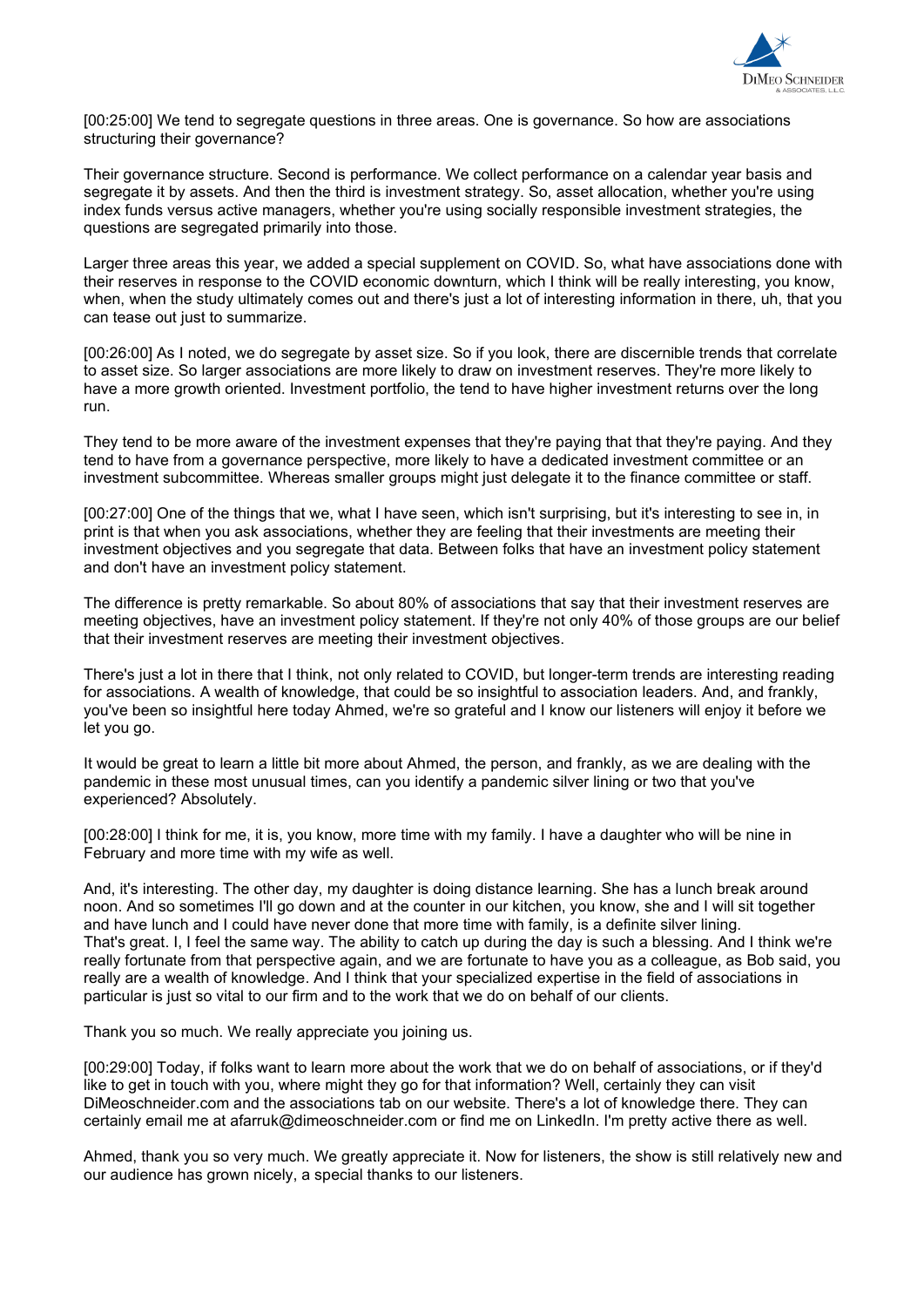[00:25:00] We tend to segregate questions in three areas. One is governance. So how are associations structuring their governance?

Their governance structure. Second is performance. We collect performance on a calendar year basis and segregate it by assets. And then the third is investment strategy. So, asset allocation, whether you're using index funds versus active managers, whether you're using socially responsible investment strategies, the questions are segregated primarily into those.

Larger three areas this year, we added a special supplement on COVID. So, what have associations done with their reserves in response to the COVID economic downturn, which I think will be really interesting, you know, when, when the study ultimately comes out and there's just a lot of interesting information in there, uh, that you can tease out just to summarize.

[00:26:00] As I noted, we do segregate by asset size. So if you look, there are discernible trends that correlate to asset size. So larger associations are more likely to draw on investment reserves. They're more likely to have a more growth oriented. Investment portfolio, the tend to have higher investment returns over the long run.

They tend to be more aware of the investment expenses that they're paying that that they're paying. And they tend to have from a governance perspective, more likely to have a dedicated investment committee or an investment subcommittee. Whereas smaller groups might just delegate it to the finance committee or staff.

[00:27:00] One of the things that we, what I have seen, which isn't surprising, but it's interesting to see in, in print is that when you ask associations, whether they are feeling that their investments are meeting their investment objectives and you segregate that data. Between folks that have an investment policy statement and don't have an investment policy statement.

The difference is pretty remarkable. So about 80% of associations that say that their investment reserves are meeting objectives, have an investment policy statement. If they're not only 40% of those groups are our belief that their investment reserves are meeting their investment objectives.

There's just a lot in there that I think, not only related to COVID, but longer-term trends are interesting reading for associations. A wealth of knowledge, that could be so insightful to association leaders. And, and frankly, you've been so insightful here today Ahmed, we're so grateful and I know our listeners will enjoy it before we let you go.

It would be great to learn a little bit more about Ahmed, the person, and frankly, as we are dealing with the pandemic in these most unusual times, can you identify a pandemic silver lining or two that you've experienced? Absolutely.

[00:28:00] I think for me, it is, you know, more time with my family. I have a daughter who will be nine in February and more time with my wife as well.

And, it's interesting. The other day, my daughter is doing distance learning. She has a lunch break around noon. And so sometimes I'll go down and at the counter in our kitchen, you know, she and I will sit together and have lunch and I could have never done that more time with family, is a definite silver lining.
That's great. I, I feel the same way. The ability to catch up during the day is such a blessing. And I think we're really fortunate from that perspective again, and we are fortunate to have you as a colleague, as Bob said, you really are a wealth of knowledge. And I think that your specialized expertise in the field of associations in particular is just so vital to our firm and to the work that we do on behalf of our clients.

Thank you so much. We really appreciate you joining us.

[00:29:00] Today, if folks want to learn more about the work that we do on behalf of associations, or if they'd like to get in touch with you, where might they go for that information? Well, certainly they can visit DiMeoschneider.com and the associations tab on our website. There's a lot of knowledge there. They can certainly email me at afarruk@dimeoschneider.com or find me on LinkedIn. I'm pretty active there as well.

Ahmed, thank you so very much. We greatly appreciate it. Now for listeners, the show is still relatively new and our audience has grown nicely, a special thanks to our listeners.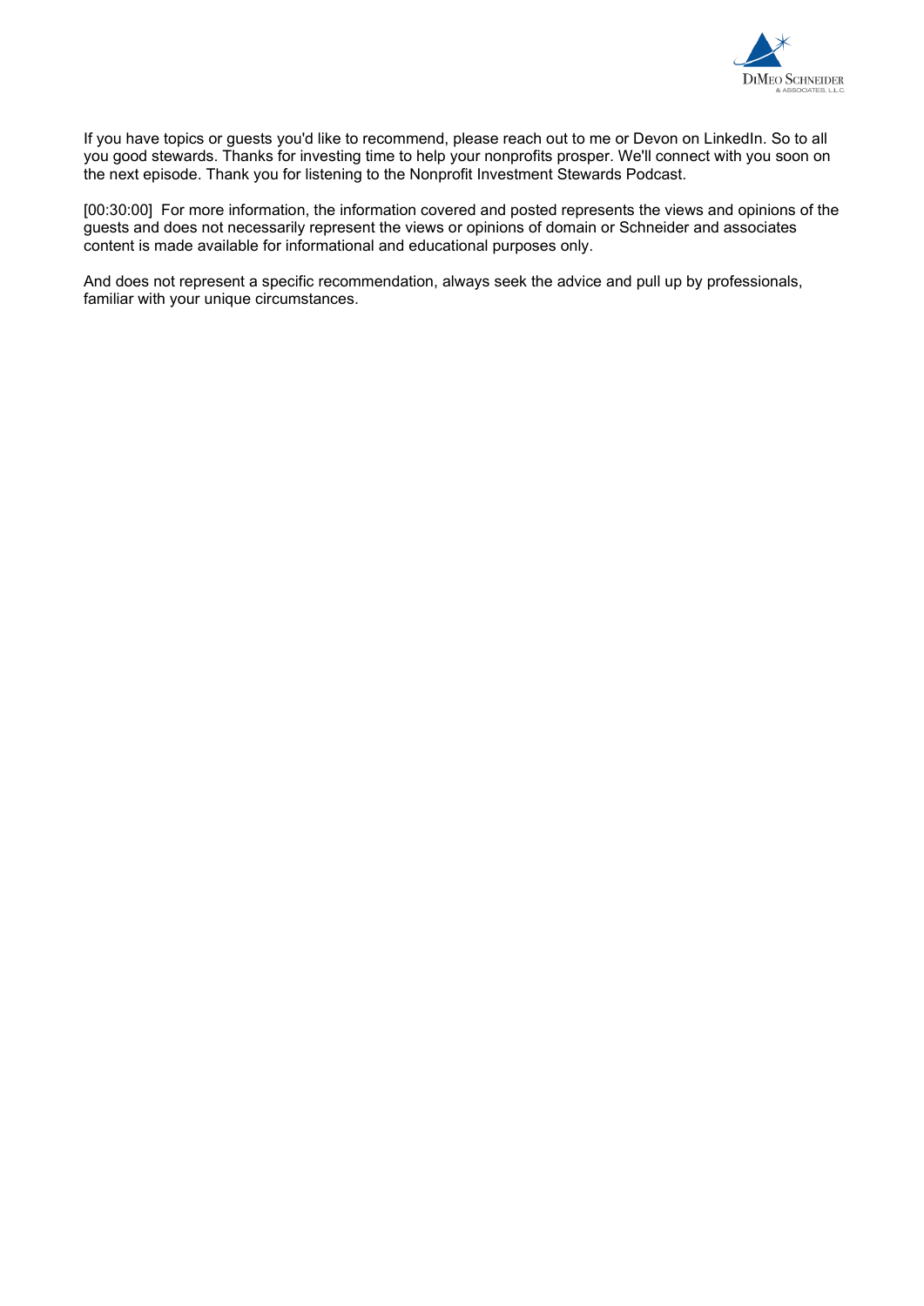If you have topics or guests you'd like to recommend, please reach out to me or Devon on LinkedIn. So to all you good stewards. Thanks for investing time to help your nonprofits prosper. We'll connect with you soon on the next episode. Thank you for listening to the Nonprofit Investment Stewards Podcast.

[00:30:00]  For more information, the information covered and posted represents the views and opinions of the guests and does not necessarily represent the views or opinions of domain or Schneider and associates content is made available for informational and educational purposes only.

And does not represent a specific recommendation, always seek the advice and pull up by professionals, familiar with your unique circumstances.